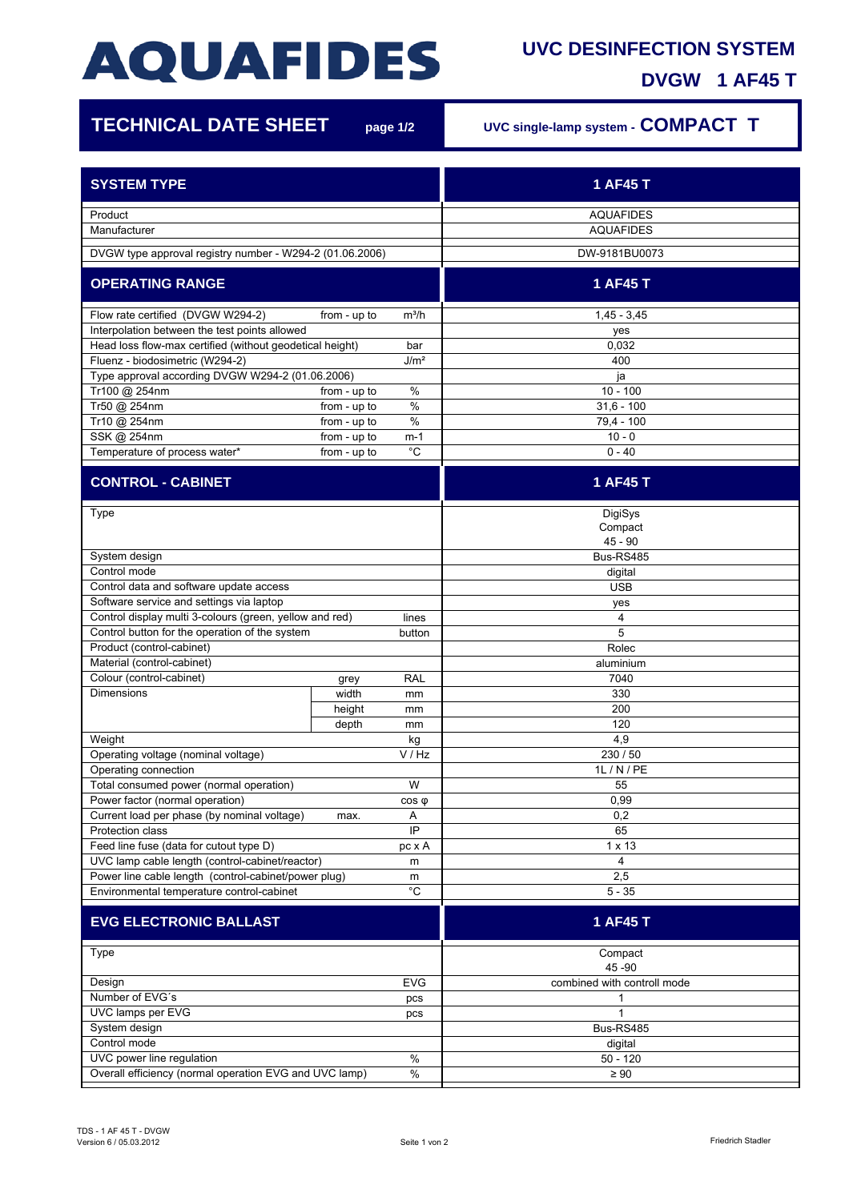# AQUAFIDES

## UVC DESINFECTION SYSTEM

## DVGW 1 AF45 T

**TECHNICAL DATE SHEET** page 1/2

UVC single-lamp system - **COMPACT T**

| SYSTEM TYPE | | | 1 AF45 T |
|---|---|---|---|
| Product | | | AQUAFIDES |
| Manufacturer | | | AQUAFIDES |
| DVGW type approval registry number - W294-2 (01.06.2006) | | | DW-9181BU0073 |

| OPERATING RANGE | | | 1 AF45 T |
|---|---|---|---|
| Flow rate certified (DVGW W294-2) | from - up to | $m^3/h$ | 1,45 - 3,45 |
| Interpolation between the test points allowed | | | yes |
| Head loss flow-max certified (without geodetical height) | | bar | 0,032 |
| Fluenz - biodosimetric (W294-2) | | $J/m^2$ | 400 |
| Type approval according DVGW W294-2 (01.06.2006) | | | ja |
| Tr100 @ 254nm | from - up to | % | 10 - 100 |
| Tr50 @ 254nm | from - up to | % | 31,6 - 100 |
| Tr10 @ 254nm | from - up to | % | 79,4 - 100 |
| SSK @ 254nm | from - up to | m-1 | 10 - 0 |
| Temperature of process water* | from - up to | °C | 0 - 40 |

| CONTROL - CABINET | | | 1 AF45 T |
|---|---|---|---|
| Type | | | DigiSys Compact 45 - 90 |
| System design | | | Bus-RS485 |
| Control mode | | | digital |
| Control data and software update access | | | USB |
| Software service and settings via laptop | | | yes |
| Control display multi 3-colours (green, yellow and red) | | lines | 4 |
| Control button for the operation of the system | | button | 5 |
| Product (control-cabinet) | | | Rolec |
| Material (control-cabinet) | | | aluminium |
| Colour (control-cabinet) | grey | RAL | 7040 |
| Dimensions | width | mm | 330 |
| | height | mm | 200 |
| | depth | mm | 120 |
| Weight | | kg | 4,9 |
| Operating voltage (nominal voltage) | | V / Hz | 230 / 50 |
| Operating connection | | | 1L / N / PE |
| Total consumed power (normal operation) | | W | 55 |
| Power factor (normal operation) | | cos φ | 0,99 |
| Current load per phase (by nominal voltage) | max. | A | 0,2 |
| Protection class | | IP | 65 |
| Feed line fuse (data for cutout type D) | | pc x A | 1 x 13 |
| UVC lamp cable length (control-cabinet/reactor) | | m | 4 |
| Power line cable length (control-cabinet/power plug) | | m | 2,5 |
| Environmental temperature control-cabinet | | °C | 5 - 35 |

| EVG ELECTRONIC BALLAST | | | 1 AF45 T |
|---|---|---|---|
| Type | | | Compact 45 -90 |
| Design | | EVG | combined with controll mode |
| Number of EVG´s | | pcs | 1 |
| UVC lamps per EVG | | pcs | 1 |
| System design | | | Bus-RS485 |
| Control mode | | | digital |
| UVC power line regulation | | % | 50 - 120 |
| Overall efficiency (normal operation EVG and UVC lamp) | | % | ≥ 90 |

TDS - 1 AF 45 T - DVGW
Version 6 / 05.03.2012

Friedrich Stadler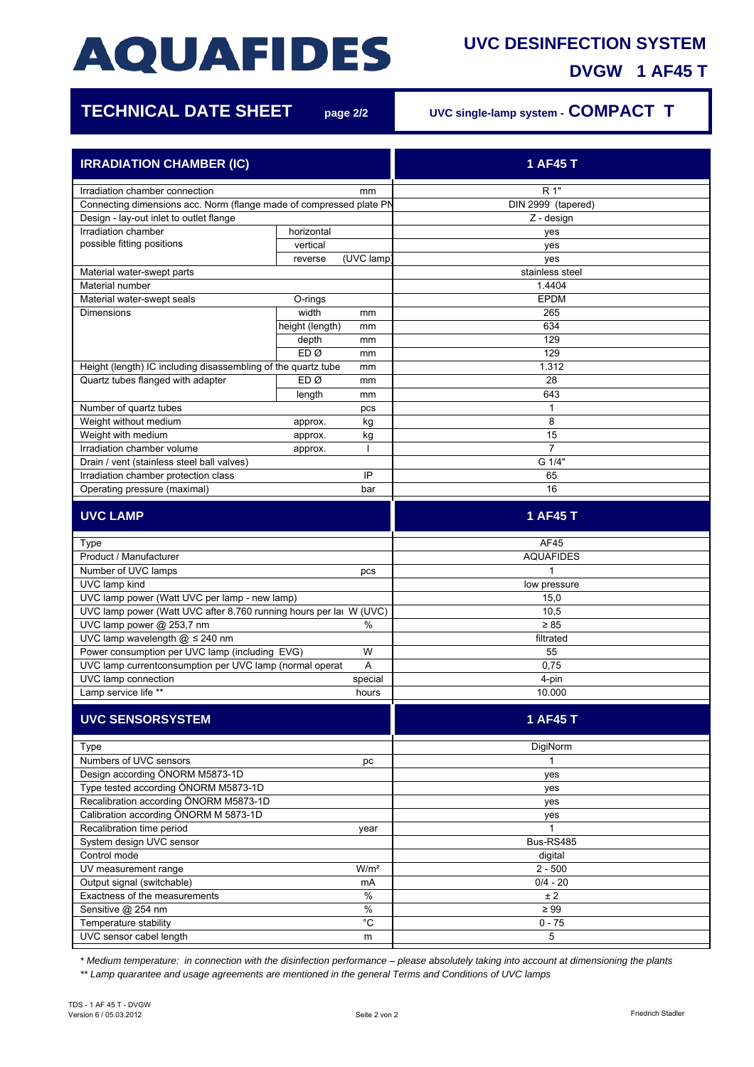# AQUAFIDES

## UVC DESINFECTION SYSTEM

## DVGW 1 AF45 T

## TECHNICAL DATE SHEET page 2/2

UVC single-lamp system - **COMPACT T**

| IRRADIATION CHAMBER (IC) | | | 1 AF45 T |
|---|---|---|---|
| Irradiation chamber connection | | mm | R 1" |
| Connecting dimensions acc. Norm (flange made of compressed plate PN | | | DIN 2999 (tapered) |
| Design - lay-out inlet to outlet flange | | | Z - design |
| Irradiation chamber possible fitting positions | horizontal | | yes |
| | vertical | | yes |
| | reverse | (UVC lamp) | yes |
| Material water-swept parts | | | stainless steel |
| Material number | | | 1.4404 |
| Material water-swept seals | O-rings | | EPDM |
| Dimensions | width | mm | 265 |
| | height (length) | mm | 634 |
| | depth | mm | 129 |
| | ED Ø | mm | 129 |
| Height (length) IC including disassembling of the quartz tube | | mm | 1.312 |
| Quartz tubes flanged with adapter | ED Ø | mm | 28 |
| | length | mm | 643 |
| Number of quartz tubes | | pcs | 1 |
| Weight without medium | approx. | kg | 8 |
| Weight with medium | approx. | kg | 15 |
| Irradiation chamber volume | approx. | l | 7 |
| Drain / vent (stainless steel ball valves) | | | G 1/4" |
| Irradiation chamber protection class | | IP | 65 |
| Operating pressure (maximal) | | bar | 16 |

| UVC LAMP | | 1 AF45 T |
|---|---|---|
| Type | | AF45 |
| Product / Manufacturer | | AQUAFIDES |
| Number of UVC lamps | pcs | 1 |
| UVC lamp kind | | low pressure |
| UVC lamp power (Watt UVC per lamp - new lamp) | | 15,0 |
| UVC lamp power (Watt UVC after 8.760 running hours per lai | W (UVC) | 10,5 |
| UVC lamp power @ 253,7 nm | % | ≥ 85 |
| UVC lamp wavelength @ ≤ 240 nm | | filtrated |
| Power consumption per UVC lamp (including EVG) | W | 55 |
| UVC lamp currentconsumption per UVC lamp (normal operat | A | 0,75 |
| UVC lamp connection | special | 4-pin |
| Lamp service life ** | hours | 10.000 |

| UVC SENSORSYSTEM | | 1 AF45 T |
|---|---|---|
| Type | | DigiNorm |
| Numbers of UVC sensors | pc | 1 |
| Design according ÖNORM M5873-1D | | yes |
| Type tested according ÖNORM M5873-1D | | yes |
| Recalibration according ÖNORM M5873-1D | | yes |
| Calibration according ÖNORM M 5873-1D | | yes |
| Recalibration time period | year | 1 |
| System design UVC sensor | | Bus-RS485 |
| Control mode | | digital |
| UV measurement range | W/m² | 2 - 500 |
| Output signal (switchable) | mA | 0/4 - 20 |
| Exactness of the measurements | % | ± 2 |
| Sensitive @ 254 nm | % | ≥ 99 |
| Temperature stability | °C | 0 - 75 |
| UVC sensor cabel length | m | 5 |

*\* Medium temperature: in connection with the disinfection performance – please absolutely taking into account at dimensioning the plants*

*\*\* Lamp quarantee and usage agreements are mentioned in the general Terms and Conditions of UVC lamps*

TDS - 1 AF 45 T - DVGW
Version 6 / 05.03.2012

Friedrich Stadler